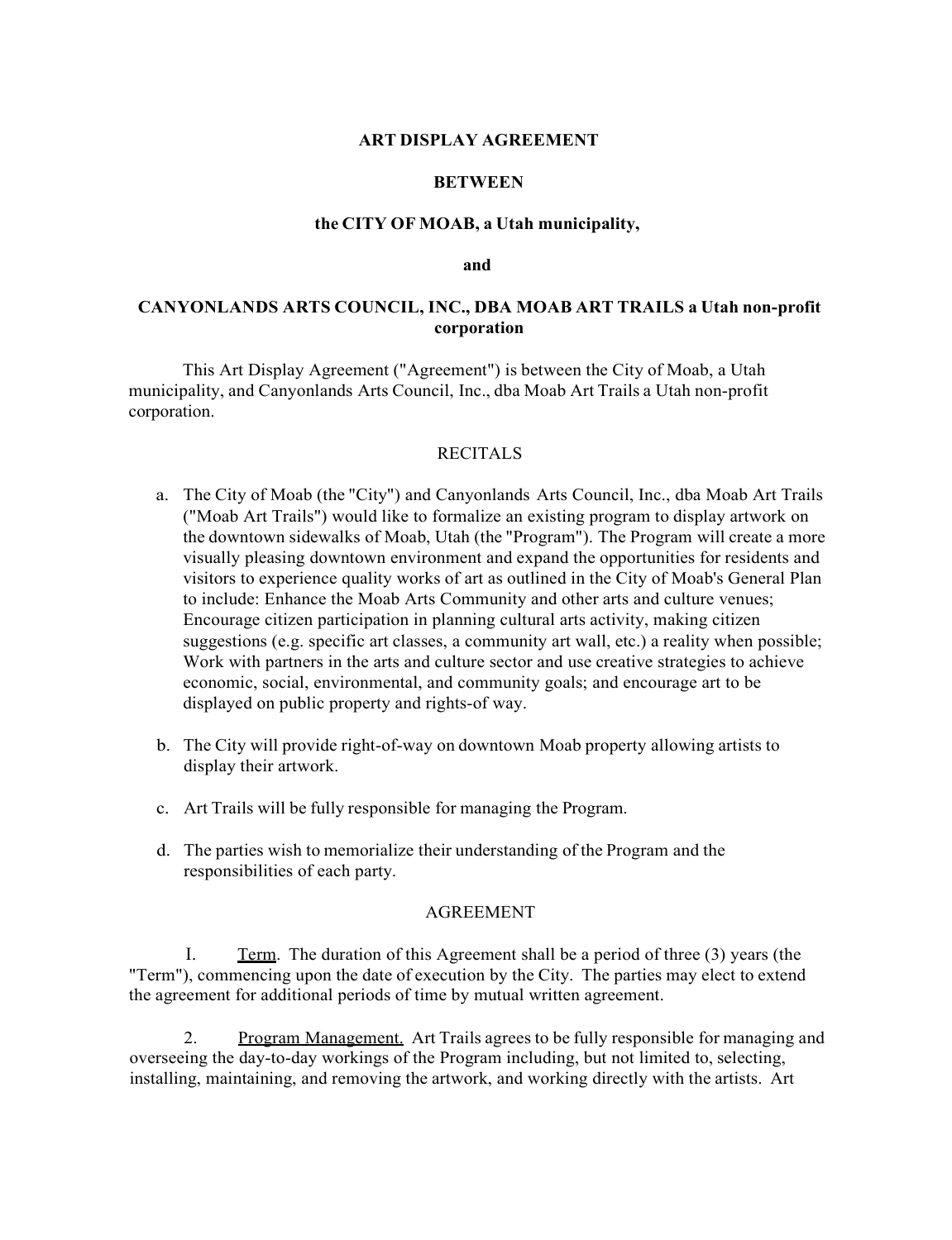**ART DISPLAY AGREEMENT**

**BETWEEN**

**the CITY OF MOAB, a Utah municipality,**

**and**

**CANYONLANDS ARTS COUNCIL, INC., DBA MOAB ART TRAILS a Utah non-profit corporation**

This Art Display Agreement ("Agreement") is between the City of Moab, a Utah municipality, and Canyonlands Arts Council, Inc., dba Moab Art Trails a Utah non-profit corporation.

RECITALS

a. The City of Moab (the "City") and Canyonlands Arts Council, Inc., dba Moab Art Trails ("Moab Art Trails") would like to formalize an existing program to display artwork on the downtown sidewalks of Moab, Utah (the "Program"). The Program will create a more visually pleasing downtown environment and expand the opportunities for residents and visitors to experience quality works of art as outlined in the City of Moab's General Plan to include: Enhance the Moab Arts Community and other arts and culture venues; Encourage citizen participation in planning cultural arts activity, making citizen suggestions (e.g. specific art classes, a community art wall, etc.) a reality when possible; Work with partners in the arts and culture sector and use creative strategies to achieve economic, social, environmental, and community goals; and encourage art to be displayed on public property and rights-of way.

b. The City will provide right-of-way on downtown Moab property allowing artists to display their artwork.

c. Art Trails will be fully responsible for managing the Program.

d. The parties wish to memorialize their understanding of the Program and the responsibilities of each party.

AGREEMENT

I. Term. The duration of this Agreement shall be a period of three (3) years (the "Term"), commencing upon the date of execution by the City. The parties may elect to extend the agreement for additional periods of time by mutual written agreement.

2. Program Management. Art Trails agrees to be fully responsible for managing and overseeing the day-to-day workings of the Program including, but not limited to, selecting, installing, maintaining, and removing the artwork, and working directly with the artists. Art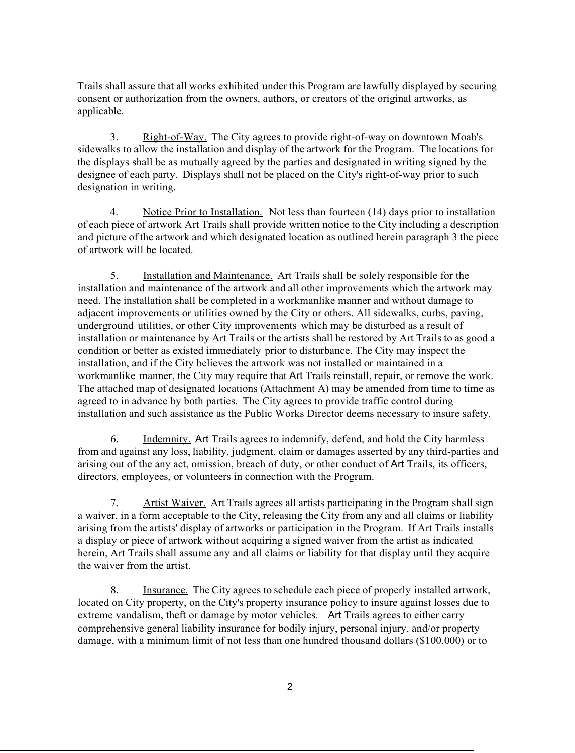Trails shall assure that all works exhibited under this Program are lawfully displayed by securing consent or authorization from the owners, authors, or creators of the original artworks, as applicable.

3. Right-of-Way. The City agrees to provide right-of-way on downtown Moab's sidewalks to allow the installation and display of the artwork for the Program. The locations for the displays shall be as mutually agreed by the parties and designated in writing signed by the designee of each party. Displays shall not be placed on the City's right-of-way prior to such designation in writing.

4. Notice Prior to Installation. Not less than fourteen (14) days prior to installation of each piece of artwork Art Trails shall provide written notice to the City including a description and picture of the artwork and which designated location as outlined herein paragraph 3 the piece of artwork will be located.

5. Installation and Maintenance. Art Trails shall be solely responsible for the installation and maintenance of the artwork and all other improvements which the artwork may need. The installation shall be completed in a workmanlike manner and without damage to adjacent improvements or utilities owned by the City or others. All sidewalks, curbs, paving, underground utilities, or other City improvements which may be disturbed as a result of installation or maintenance by Art Trails or the artists shall be restored by Art Trails to as good a condition or better as existed immediately prior to disturbance. The City may inspect the installation, and if the City believes the artwork was not installed or maintained in a workmanlike manner, the City may require that Art Trails reinstall, repair, or remove the work. The attached map of designated locations (Attachment A) may be amended from time to time as agreed to in advance by both parties. The City agrees to provide traffic control during installation and such assistance as the Public Works Director deems necessary to insure safety.

6. Indemnity. Art Trails agrees to indemnify, defend, and hold the City harmless from and against any loss, liability, judgment, claim or damages asserted by any third-parties and arising out of the any act, omission, breach of duty, or other conduct of Art Trails, its officers, directors, employees, or volunteers in connection with the Program.

7. Artist Waiver. Art Trails agrees all artists participating in the Program shall sign a waiver, in a form acceptable to the City, releasing the City from any and all claims or liability arising from the artists' display of artworks or participation in the Program. If Art Trails installs a display or piece of artwork without acquiring a signed waiver from the artist as indicated herein, Art Trails shall assume any and all claims or liability for that display until they acquire the waiver from the artist.

8. Insurance. The City agrees to schedule each piece of properly installed artwork, located on City property, on the City's property insurance policy to insure against losses due to extreme vandalism, theft or damage by motor vehicles. Art Trails agrees to either carry comprehensive general liability insurance for bodily injury, personal injury, and/or property damage, with a minimum limit of not less than one hundred thousand dollars ($100,000) or to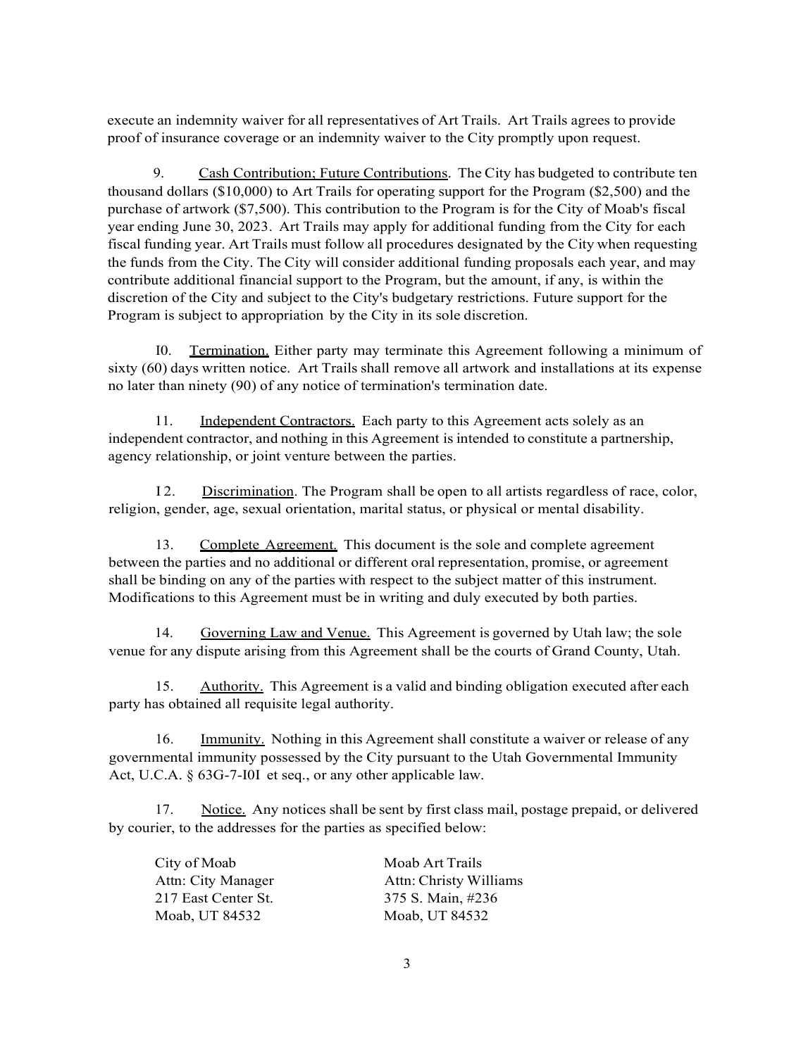execute an indemnity waiver for all representatives of Art Trails. Art Trails agrees to provide proof of insurance coverage or an indemnity waiver to the City promptly upon request.

9. Cash Contribution; Future Contributions. The City has budgeted to contribute ten thousand dollars ($10,000) to Art Trails for operating support for the Program ($2,500) and the purchase of artwork ($7,500). This contribution to the Program is for the City of Moab's fiscal year ending June 30, 2023. Art Trails may apply for additional funding from the City for each fiscal funding year. Art Trails must follow all procedures designated by the City when requesting the funds from the City. The City will consider additional funding proposals each year, and may contribute additional financial support to the Program, but the amount, if any, is within the discretion of the City and subject to the City's budgetary restrictions. Future support for the Program is subject to appropriation by the City in its sole discretion.

I0. Termination. Either party may terminate this Agreement following a minimum of sixty (60) days written notice. Art Trails shall remove all artwork and installations at its expense no later than ninety (90) of any notice of termination's termination date.

11. Independent Contractors. Each party to this Agreement acts solely as an independent contractor, and nothing in this Agreement is intended to constitute a partnership, agency relationship, or joint venture between the parties.

I 2. Discrimination. The Program shall be open to all artists regardless of race, color, religion, gender, age, sexual orientation, marital status, or physical or mental disability.

13. Complete Agreement. This document is the sole and complete agreement between the parties and no additional or different oral representation, promise, or agreement shall be binding on any of the parties with respect to the subject matter of this instrument. Modifications to this Agreement must be in writing and duly executed by both parties.

14. Governing Law and Venue. This Agreement is governed by Utah law; the sole venue for any dispute arising from this Agreement shall be the courts of Grand County, Utah.

15. Authority. This Agreement is a valid and binding obligation executed after each party has obtained all requisite legal authority.

16. Immunity. Nothing in this Agreement shall constitute a waiver or release of any governmental immunity possessed by the City pursuant to the Utah Governmental Immunity Act, U.C.A. § 63G-7-I0I et seq., or any other applicable law.

17. Notice. Any notices shall be sent by first class mail, postage prepaid, or delivered by courier, to the addresses for the parties as specified below:

| City of Moab | Moab Art Trails |
|---|---|
| Attn: City Manager | Attn: Christy Williams |
| 217 East Center St. | 375 S. Main, #236 |
| Moab, UT 84532 | Moab, UT 84532 |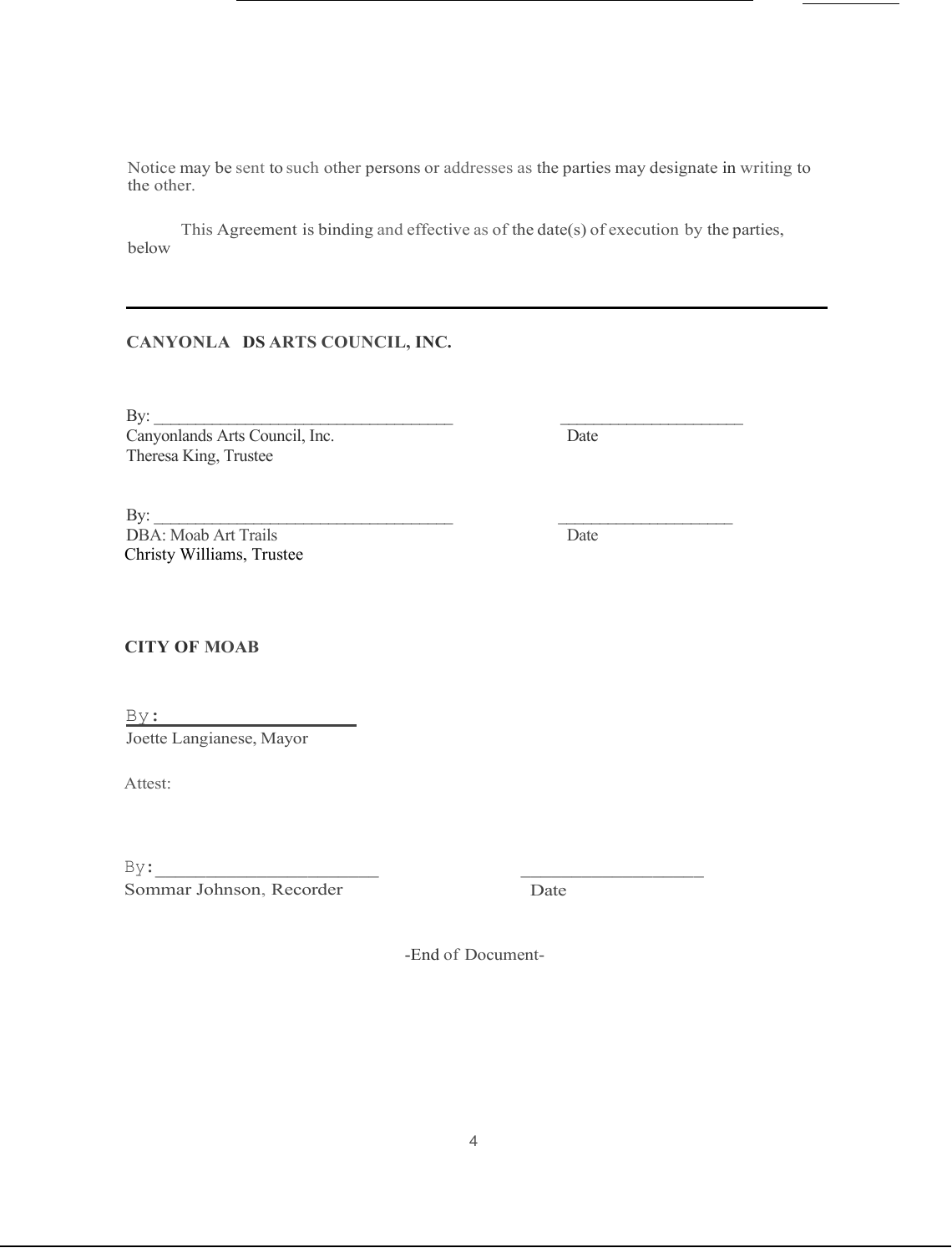Notice may be sent to such other persons or addresses as the parties may designate in writing to the other.

This Agreement is binding and effective as of the date(s) of execution by the parties, below

---

**CANYONLA DS ARTS COUNCIL, INC.**

By: ___________________________________ ____________________

Canyonlands Arts Council, Inc. Date

Theresa King, Trustee

By: ___________________________________ ____________________

DBA: Moab Art Trails Date

Christy Williams, Trustee

**CITY OF MOAB**

By: ___________________

Joette Langianese, Mayor

Attest:

By: _______________________ ____________________

Sommar Johnson, Recorder Date

-End of Document-